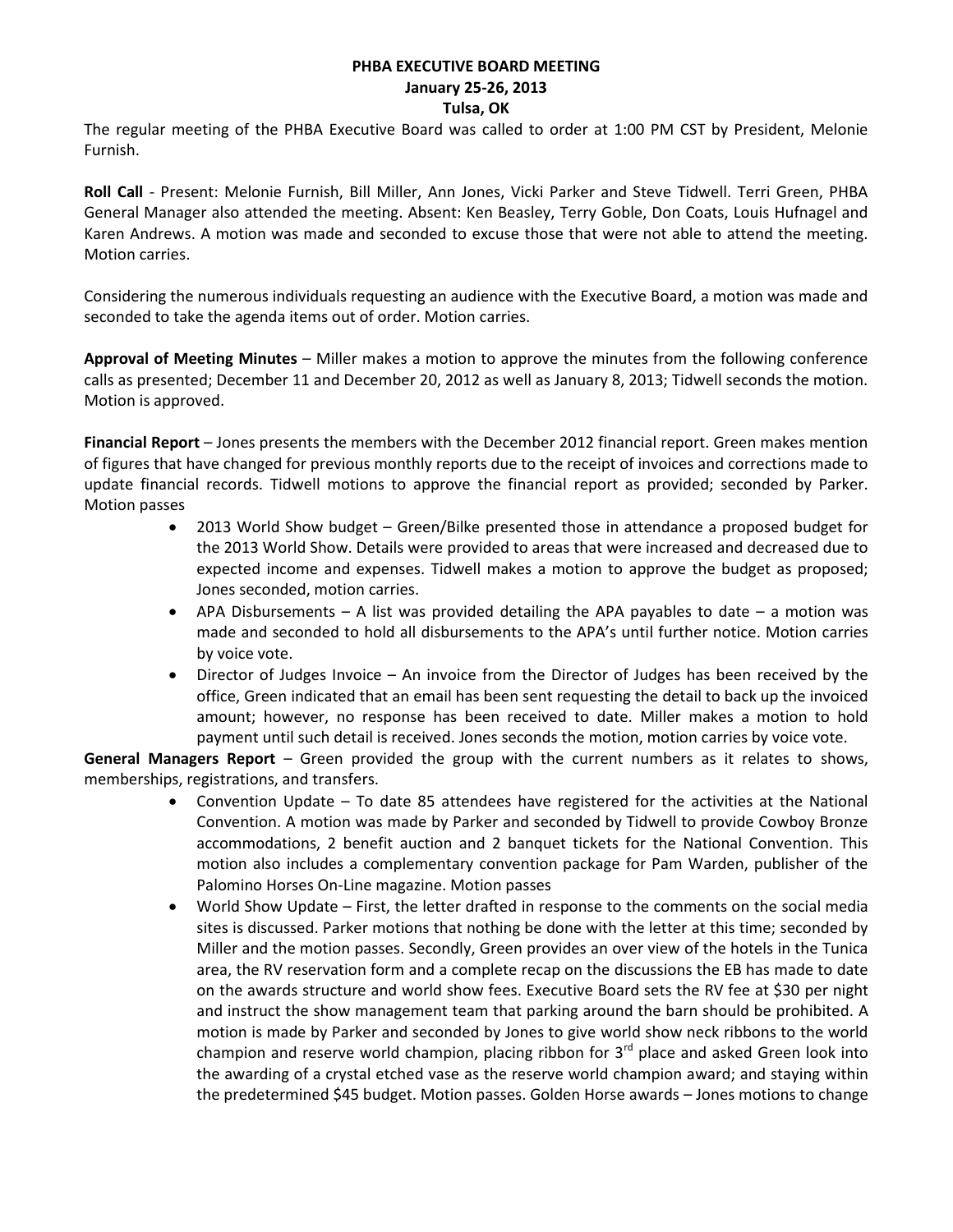**PHBA EXECUTIVE BOARD MEETING**
**January 25-26, 2013**
**Tulsa, OK**

The regular meeting of the PHBA Executive Board was called to order at 1:00 PM CST by President, Melonie Furnish.

**Roll Call** - Present: Melonie Furnish, Bill Miller, Ann Jones, Vicki Parker and Steve Tidwell. Terri Green, PHBA General Manager also attended the meeting. Absent: Ken Beasley, Terry Goble, Don Coats, Louis Hufnagel and Karen Andrews. A motion was made and seconded to excuse those that were not able to attend the meeting. Motion carries.

Considering the numerous individuals requesting an audience with the Executive Board, a motion was made and seconded to take the agenda items out of order. Motion carries.

**Approval of Meeting Minutes** – Miller makes a motion to approve the minutes from the following conference calls as presented; December 11 and December 20, 2012 as well as January 8, 2013; Tidwell seconds the motion. Motion is approved.

**Financial Report** – Jones presents the members with the December 2012 financial report. Green makes mention of figures that have changed for previous monthly reports due to the receipt of invoices and corrections made to update financial records. Tidwell motions to approve the financial report as provided; seconded by Parker. Motion passes

- 2013 World Show budget – Green/Bilke presented those in attendance a proposed budget for the 2013 World Show. Details were provided to areas that were increased and decreased due to expected income and expenses. Tidwell makes a motion to approve the budget as proposed; Jones seconded, motion carries.
- APA Disbursements – A list was provided detailing the APA payables to date – a motion was made and seconded to hold all disbursements to the APA's until further notice. Motion carries by voice vote.
- Director of Judges Invoice – An invoice from the Director of Judges has been received by the office, Green indicated that an email has been sent requesting the detail to back up the invoiced amount; however, no response has been received to date. Miller makes a motion to hold payment until such detail is received. Jones seconds the motion, motion carries by voice vote.

**General Managers Report** – Green provided the group with the current numbers as it relates to shows, memberships, registrations, and transfers.

- Convention Update – To date 85 attendees have registered for the activities at the National Convention. A motion was made by Parker and seconded by Tidwell to provide Cowboy Bronze accommodations, 2 benefit auction and 2 banquet tickets for the National Convention. This motion also includes a complementary convention package for Pam Warden, publisher of the Palomino Horses On-Line magazine. Motion passes
- World Show Update – First, the letter drafted in response to the comments on the social media sites is discussed. Parker motions that nothing be done with the letter at this time; seconded by Miller and the motion passes. Secondly, Green provides an over view of the hotels in the Tunica area, the RV reservation form and a complete recap on the discussions the EB has made to date on the awards structure and world show fees. Executive Board sets the RV fee at $30 per night and instruct the show management team that parking around the barn should be prohibited. A motion is made by Parker and seconded by Jones to give world show neck ribbons to the world champion and reserve world champion, placing ribbon for 3rd place and asked Green look into the awarding of a crystal etched vase as the reserve world champion award; and staying within the predetermined $45 budget. Motion passes. Golden Horse awards – Jones motions to change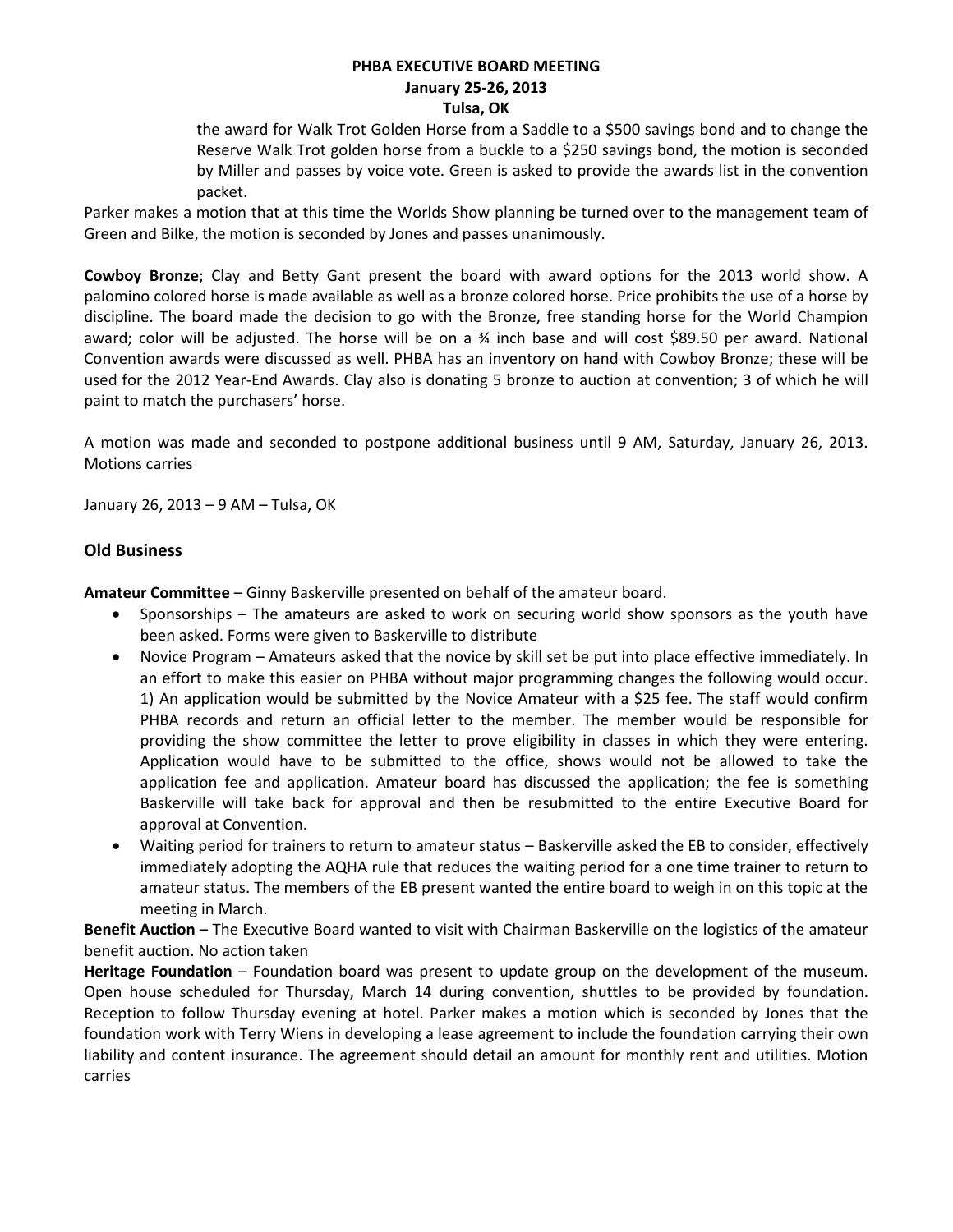the award for Walk Trot Golden Horse from a Saddle to a $500 savings bond and to change the Reserve Walk Trot golden horse from a buckle to a $250 savings bond, the motion is seconded by Miller and passes by voice vote. Green is asked to provide the awards list in the convention packet.

Parker makes a motion that at this time the Worlds Show planning be turned over to the management team of Green and Bilke, the motion is seconded by Jones and passes unanimously.

**Cowboy Bronze**; Clay and Betty Gant present the board with award options for the 2013 world show. A palomino colored horse is made available as well as a bronze colored horse. Price prohibits the use of a horse by discipline. The board made the decision to go with the Bronze, free standing horse for the World Champion award; color will be adjusted. The horse will be on a ¾ inch base and will cost $89.50 per award. National Convention awards were discussed as well. PHBA has an inventory on hand with Cowboy Bronze; these will be used for the 2012 Year-End Awards. Clay also is donating 5 bronze to auction at convention; 3 of which he will paint to match the purchasers' horse.

A motion was made and seconded to postpone additional business until 9 AM, Saturday, January 26, 2013. Motions carries

January 26, 2013 – 9 AM – Tulsa, OK

## Old Business

**Amateur Committee** – Ginny Baskerville presented on behalf of the amateur board.

- Sponsorships – The amateurs are asked to work on securing world show sponsors as the youth have been asked. Forms were given to Baskerville to distribute
- Novice Program – Amateurs asked that the novice by skill set be put into place effective immediately. In an effort to make this easier on PHBA without major programming changes the following would occur. 1) An application would be submitted by the Novice Amateur with a $25 fee. The staff would confirm PHBA records and return an official letter to the member. The member would be responsible for providing the show committee the letter to prove eligibility in classes in which they were entering. Application would have to be submitted to the office, shows would not be allowed to take the application fee and application. Amateur board has discussed the application; the fee is something Baskerville will take back for approval and then be resubmitted to the entire Executive Board for approval at Convention.
- Waiting period for trainers to return to amateur status – Baskerville asked the EB to consider, effectively immediately adopting the AQHA rule that reduces the waiting period for a one time trainer to return to amateur status. The members of the EB present wanted the entire board to weigh in on this topic at the meeting in March.

**Benefit Auction** – The Executive Board wanted to visit with Chairman Baskerville on the logistics of the amateur benefit auction. No action taken

**Heritage Foundation** – Foundation board was present to update group on the development of the museum. Open house scheduled for Thursday, March 14 during convention, shuttles to be provided by foundation. Reception to follow Thursday evening at hotel. Parker makes a motion which is seconded by Jones that the foundation work with Terry Wiens in developing a lease agreement to include the foundation carrying their own liability and content insurance. The agreement should detail an amount for monthly rent and utilities. Motion carries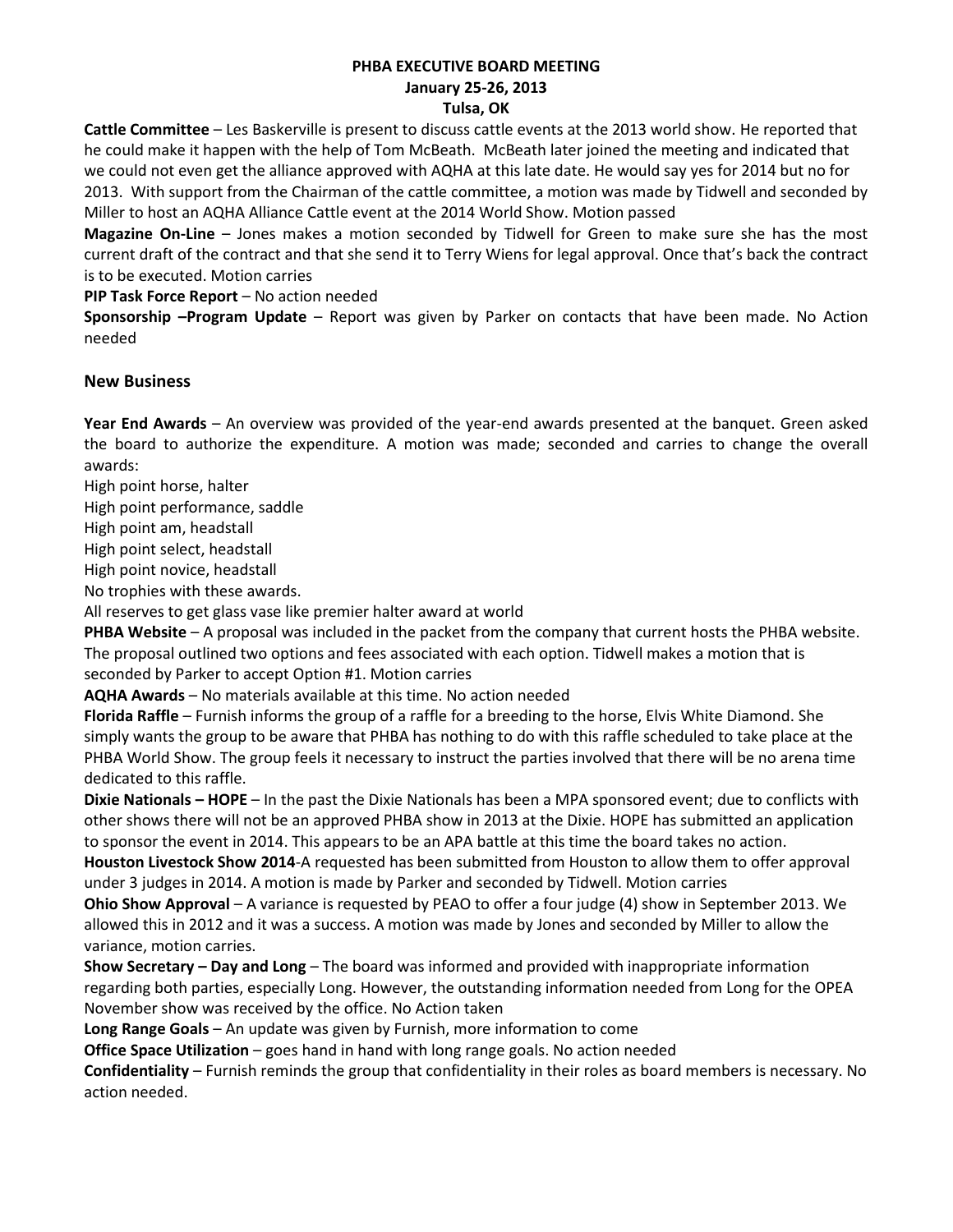**PHBA EXECUTIVE BOARD MEETING**
**January 25-26, 2013**
**Tulsa, OK**

**Cattle Committee** – Les Baskerville is present to discuss cattle events at the 2013 world show. He reported that he could make it happen with the help of Tom McBeath. McBeath later joined the meeting and indicated that we could not even get the alliance approved with AQHA at this late date. He would say yes for 2014 but no for 2013. With support from the Chairman of the cattle committee, a motion was made by Tidwell and seconded by Miller to host an AQHA Alliance Cattle event at the 2014 World Show. Motion passed

**Magazine On-Line** – Jones makes a motion seconded by Tidwell for Green to make sure she has the most current draft of the contract and that she send it to Terry Wiens for legal approval. Once that's back the contract is to be executed. Motion carries

**PIP Task Force Report** – No action needed

**Sponsorship –Program Update** – Report was given by Parker on contacts that have been made. No Action needed

## New Business

**Year End Awards** – An overview was provided of the year-end awards presented at the banquet. Green asked the board to authorize the expenditure. A motion was made; seconded and carries to change the overall awards:

High point horse, halter
High point performance, saddle
High point am, headstall
High point select, headstall
High point novice, headstall
No trophies with these awards.
All reserves to get glass vase like premier halter award at world

**PHBA Website** – A proposal was included in the packet from the company that current hosts the PHBA website. The proposal outlined two options and fees associated with each option. Tidwell makes a motion that is seconded by Parker to accept Option #1. Motion carries

**AQHA Awards** – No materials available at this time. No action needed

**Florida Raffle** – Furnish informs the group of a raffle for a breeding to the horse, Elvis White Diamond. She simply wants the group to be aware that PHBA has nothing to do with this raffle scheduled to take place at the PHBA World Show. The group feels it necessary to instruct the parties involved that there will be no arena time dedicated to this raffle.

**Dixie Nationals – HOPE** – In the past the Dixie Nationals has been a MPA sponsored event; due to conflicts with other shows there will not be an approved PHBA show in 2013 at the Dixie. HOPE has submitted an application to sponsor the event in 2014. This appears to be an APA battle at this time the board takes no action.

**Houston Livestock Show 2014**-A requested has been submitted from Houston to allow them to offer approval under 3 judges in 2014. A motion is made by Parker and seconded by Tidwell. Motion carries

**Ohio Show Approval** – A variance is requested by PEAO to offer a four judge (4) show in September 2013. We allowed this in 2012 and it was a success. A motion was made by Jones and seconded by Miller to allow the variance, motion carries.

**Show Secretary – Day and Long** – The board was informed and provided with inappropriate information regarding both parties, especially Long. However, the outstanding information needed from Long for the OPEA November show was received by the office. No Action taken

**Long Range Goals** – An update was given by Furnish, more information to come

**Office Space Utilization** – goes hand in hand with long range goals. No action needed

**Confidentiality** – Furnish reminds the group that confidentiality in their roles as board members is necessary. No action needed.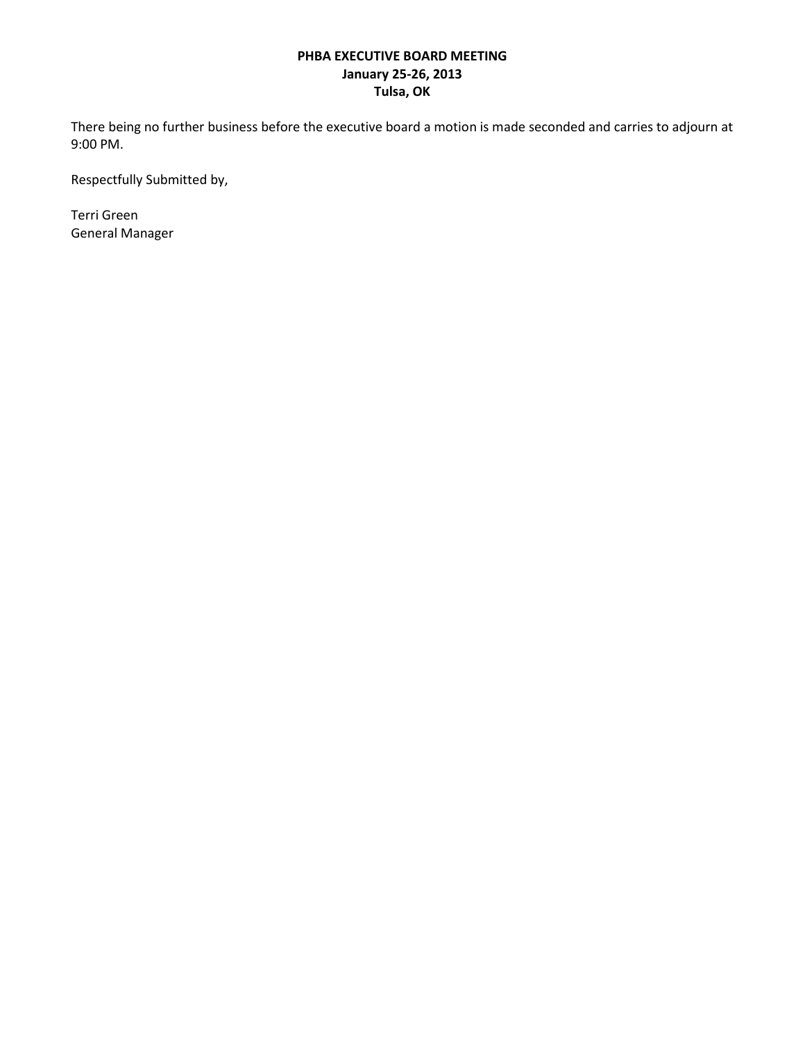There being no further business before the executive board a motion is made seconded and carries to adjourn at 9:00 PM.

Respectfully Submitted by,

Terri Green
General Manager